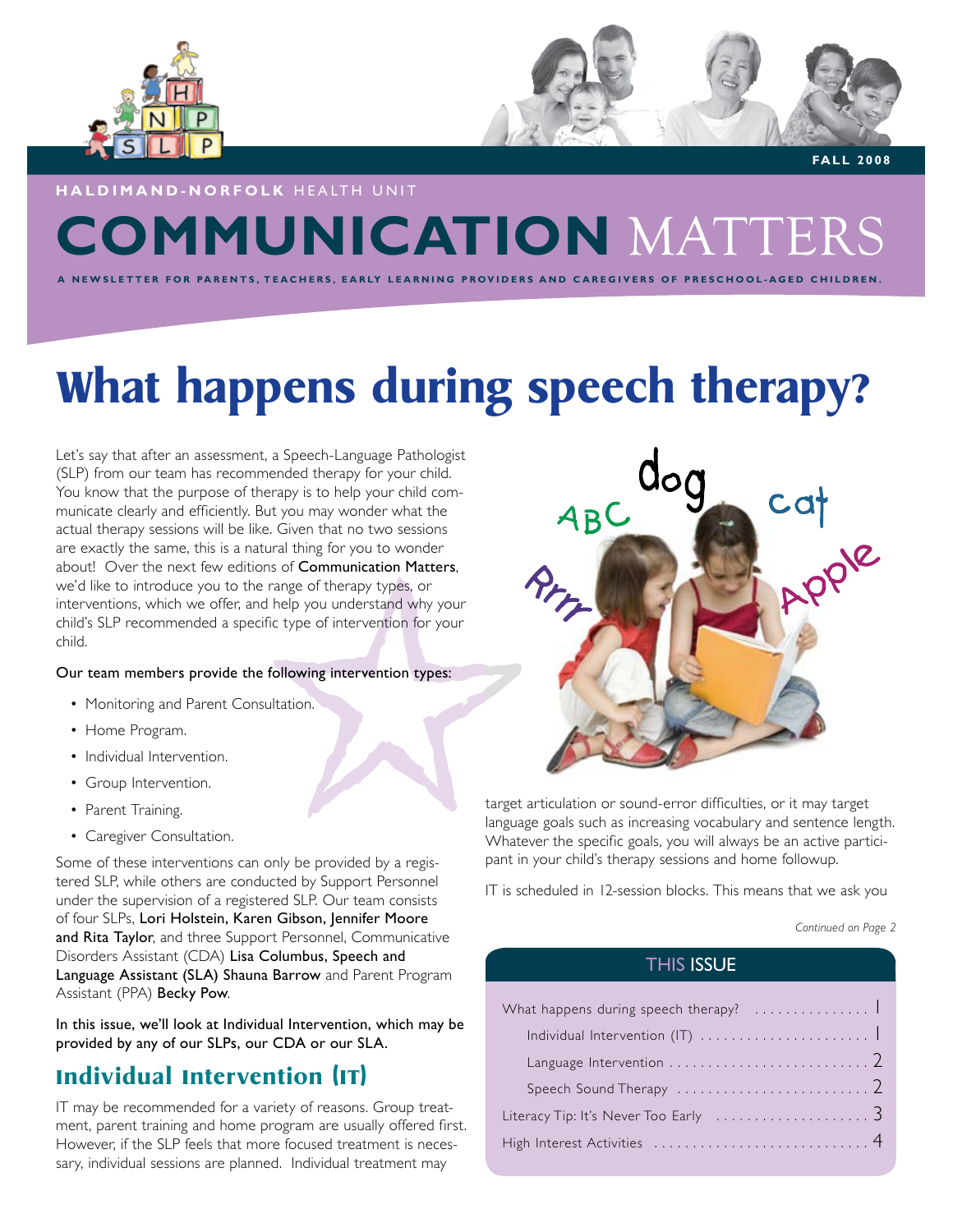FALL 2008

**HALDIMAND-NORFOLK** HEALTH UNIT

# COMMUNICATION MATTERS

A NEWSLETTER FOR PARENTS, TEACHERS, EARLY LEARNING PROVIDERS AND CAREGIVERS OF PRESCHOOL-AGED CHILDREN.

# What happens during speech therapy?

Let's say that after an assessment, a Speech-Language Pathologist (SLP) from our team has recommended therapy for your child. You know that the purpose of therapy is to help your child communicate clearly and efficiently. But you may wonder what the actual therapy sessions will be like. Given that no two sessions are exactly the same, this is a natural thing for you to wonder about! Over the next few editions of Communication Matters, we'd like to introduce you to the range of therapy types, or interventions, which we offer, and help you understand why your child's SLP recommended a specific type of intervention for your child.

Our team members provide the following intervention types:

- Monitoring and Parent Consultation.
- Home Program.
- Individual Intervention.
- Group Intervention.
- Parent Training.
- Caregiver Consultation.

Some of these interventions can only be provided by a registered SLP, while others are conducted by Support Personnel under the supervision of a registered SLP. Our team consists of four SLPs, **Lori Holstein, Karen Gibson, Jennifer Moore and Rita Taylor**, and three Support Personnel, Communicative Disorders Assistant (CDA) **Lisa Columbus, Speech and Language Assistant (SLA) Shauna Barrow** and Parent Program Assistant (PPA) **Becky Pow**.

In this issue, we'll look at Individual Intervention, which may be provided by any of our SLPs, our CDA or our SLA.

## Individual Intervention (IT)

IT may be recommended for a variety of reasons. Group treatment, parent training and home program are usually offered first. However, if the SLP feels that more focused treatment is necessary, individual sessions are planned. Individual treatment may target articulation or sound-error difficulties, or it may target language goals such as increasing vocabulary and sentence length. Whatever the specific goals, you will always be an active participant in your child's therapy sessions and home followup.

IT is scheduled in 12-session blocks. This means that we ask you

*Continued on Page 2*

### THIS ISSUE

| | |
|---|---|
| What happens during speech therapy? | 1 |
| Individual Intervention (IT) | 1 |
| Language Intervention | 2 |
| Speech Sound Therapy | 2 |
| Literacy Tip: It's Never Too Early | 3 |
| High Interest Activities | 4 |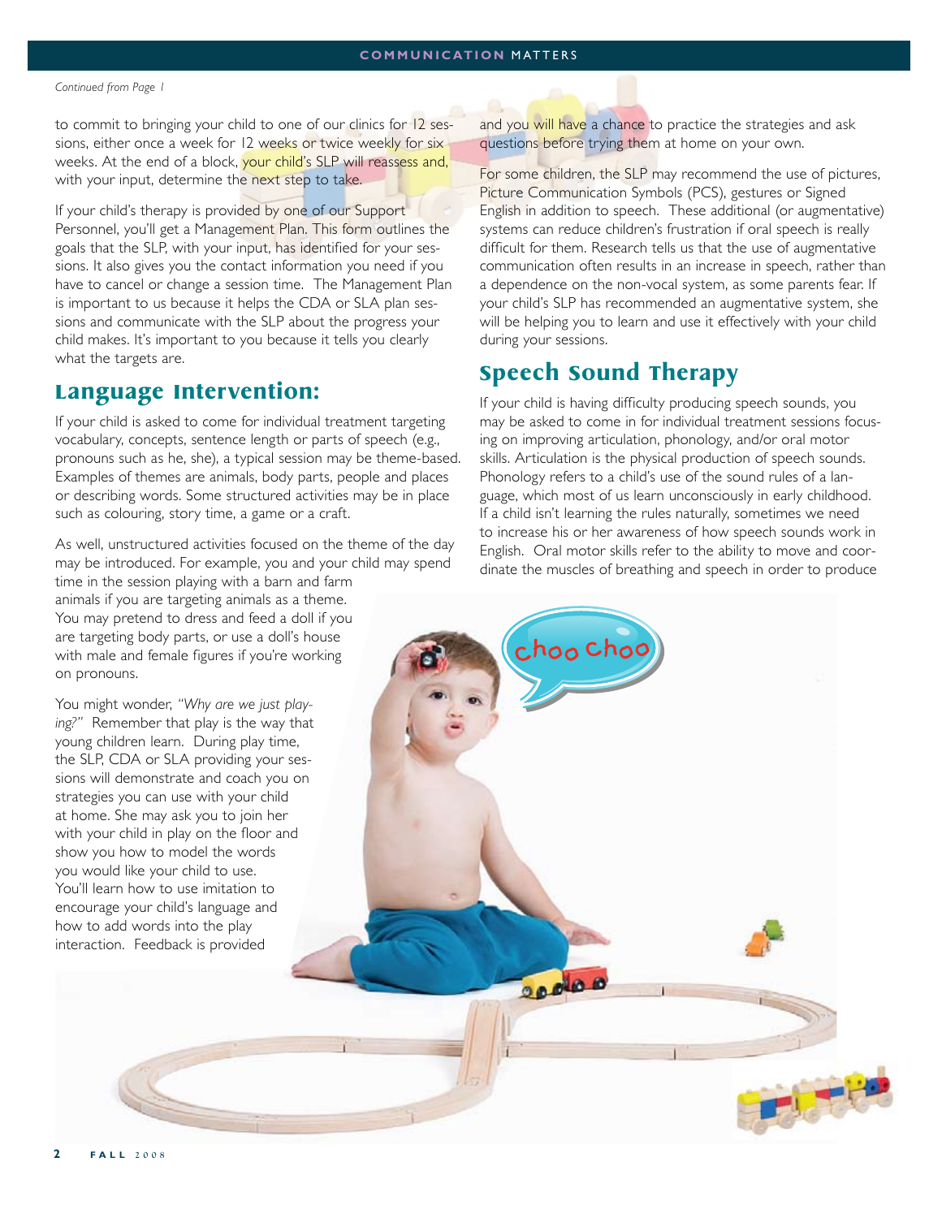*Continued from Page 1*

to commit to bringing your child to one of our clinics for 12 sessions, either once a week for 12 weeks or twice weekly for six weeks. At the end of a block, your child's SLP will reassess and, with your input, determine the next step to take.

If your child's therapy is provided by one of our Support Personnel, you'll get a Management Plan. This form outlines the goals that the SLP, with your input, has identified for your sessions. It also gives you the contact information you need if you have to cancel or change a session time. The Management Plan is important to us because it helps the CDA or SLA plan sessions and communicate with the SLP about the progress your child makes. It's important to you because it tells you clearly what the targets are.

## Language Intervention:

If your child is asked to come for individual treatment targeting vocabulary, concepts, sentence length or parts of speech (e.g., pronouns such as he, she), a typical session may be theme-based. Examples of themes are animals, body parts, people and places or describing words. Some structured activities may be in place such as colouring, story time, a game or a craft.

As well, unstructured activities focused on the theme of the day may be introduced. For example, you and your child may spend time in the session playing with a barn and farm animals if you are targeting animals as a theme. You may pretend to dress and feed a doll if you are targeting body parts, or use a doll's house with male and female figures if you're working on pronouns.

You might wonder, *"Why are we just playing?"* Remember that play is the way that young children learn. During play time, the SLP, CDA or SLA providing your sessions will demonstrate and coach you on strategies you can use with your child at home. She may ask you to join her with your child in play on the floor and show you how to model the words you would like your child to use. You'll learn how to use imitation to encourage your child's language and how to add words into the play interaction. Feedback is provided and you will have a chance to practice the strategies and ask questions before trying them at home on your own.

For some children, the SLP may recommend the use of pictures, Picture Communication Symbols (PCS), gestures or Signed English in addition to speech. These additional (or augmentative) systems can reduce children's frustration if oral speech is really difficult for them. Research tells us that the use of augmentative communication often results in an increase in speech, rather than a dependence on the non-vocal system, as some parents fear. If your child's SLP has recommended an augmentative system, she will be helping you to learn and use it effectively with your child during your sessions.

## Speech Sound Therapy

If your child is having difficulty producing speech sounds, you may be asked to come in for individual treatment sessions focusing on improving articulation, phonology, and/or oral motor skills. Articulation is the physical production of speech sounds. Phonology refers to a child's use of the sound rules of a language, which most of us learn unconsciously in early childhood. If a child isn't learning the rules naturally, sometimes we need to increase his or her awareness of how speech sounds work in English. Oral motor skills refer to the ability to move and coordinate the muscles of breathing and speech in order to produce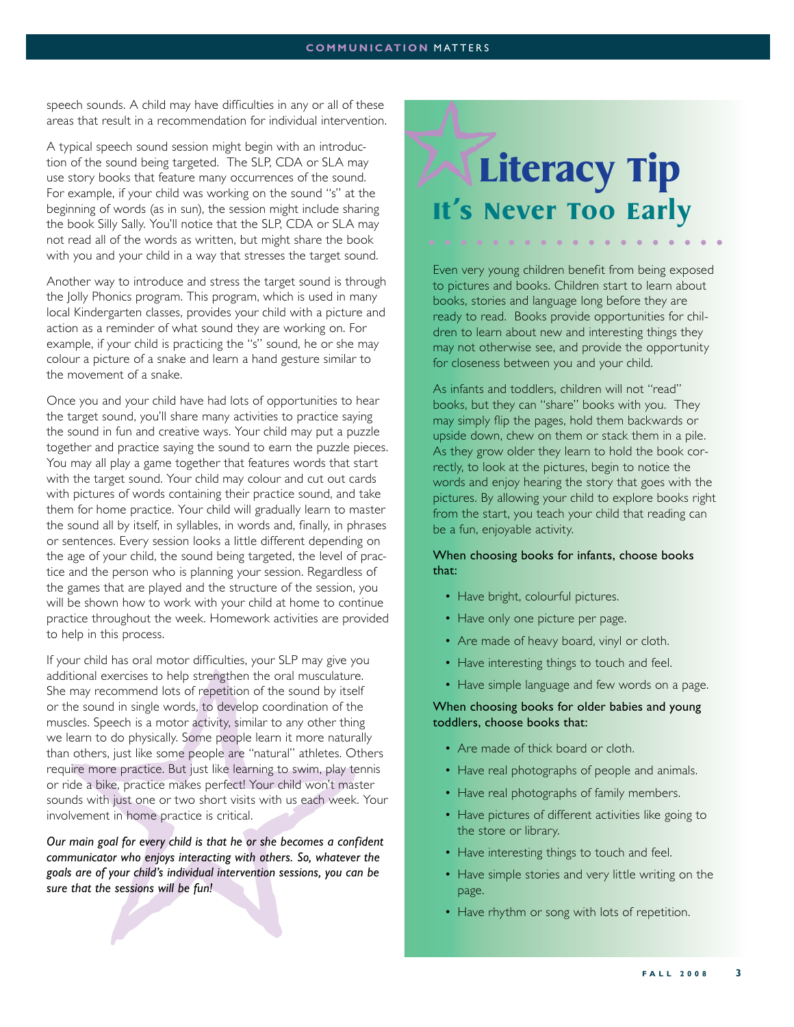speech sounds. A child may have difficulties in any or all of these areas that result in a recommendation for individual intervention.

A typical speech sound session might begin with an introduction of the sound being targeted. The SLP, CDA or SLA may use story books that feature many occurrences of the sound. For example, if your child was working on the sound "s" at the beginning of words (as in sun), the session might include sharing the book Silly Sally. You'll notice that the SLP, CDA or SLA may not read all of the words as written, but might share the book with you and your child in a way that stresses the target sound.

Another way to introduce and stress the target sound is through the Jolly Phonics program. This program, which is used in many local Kindergarten classes, provides your child with a picture and action as a reminder of what sound they are working on. For example, if your child is practicing the "s" sound, he or she may colour a picture of a snake and learn a hand gesture similar to the movement of a snake.

Once you and your child have had lots of opportunities to hear the target sound, you'll share many activities to practice saying the sound in fun and creative ways. Your child may put a puzzle together and practice saying the sound to earn the puzzle pieces. You may all play a game together that features words that start with the target sound. Your child may colour and cut out cards with pictures of words containing their practice sound, and take them for home practice. Your child will gradually learn to master the sound all by itself, in syllables, in words and, finally, in phrases or sentences. Every session looks a little different depending on the age of your child, the sound being targeted, the level of practice and the person who is planning your session. Regardless of the games that are played and the structure of the session, you will be shown how to work with your child at home to continue practice throughout the week. Homework activities are provided to help in this process.

If your child has oral motor difficulties, your SLP may give you additional exercises to help strengthen the oral musculature. She may recommend lots of repetition of the sound by itself or the sound in single words, to develop coordination of the muscles. Speech is a motor activity, similar to any other thing we learn to do physically. Some people learn it more naturally than others, just like some people are "natural" athletes. Others require more practice. But just like learning to swim, play tennis or ride a bike, practice makes perfect! Your child won't master sounds with just one or two short visits with us each week. Your involvement in home practice is critical.

*Our main goal for every child is that he or she becomes a confident communicator who enjoys interacting with others. So, whatever the goals are of your child's individual intervention sessions, you can be sure that the sessions will be fun!*

# Literacy Tip

## It's Never Too Early

Even very young children benefit from being exposed to pictures and books. Children start to learn about books, stories and language long before they are ready to read. Books provide opportunities for children to learn about new and interesting things they may not otherwise see, and provide the opportunity for closeness between you and your child.

As infants and toddlers, children will not "read" books, but they can "share" books with you. They may simply flip the pages, hold them backwards or upside down, chew on them or stack them in a pile. As they grow older they learn to hold the book correctly, to look at the pictures, begin to notice the words and enjoy hearing the story that goes with the pictures. By allowing your child to explore books right from the start, you teach your child that reading can be a fun, enjoyable activity.

**When choosing books for infants, choose books that:**

- Have bright, colourful pictures.
- Have only one picture per page.
- Are made of heavy board, vinyl or cloth.
- Have interesting things to touch and feel.
- Have simple language and few words on a page.

**When choosing books for older babies and young toddlers, choose books that:**

- Are made of thick board or cloth.
- Have real photographs of people and animals.
- Have real photographs of family members.
- Have pictures of different activities like going to the store or library.
- Have interesting things to touch and feel.
- Have simple stories and very little writing on the page.
- Have rhythm or song with lots of repetition.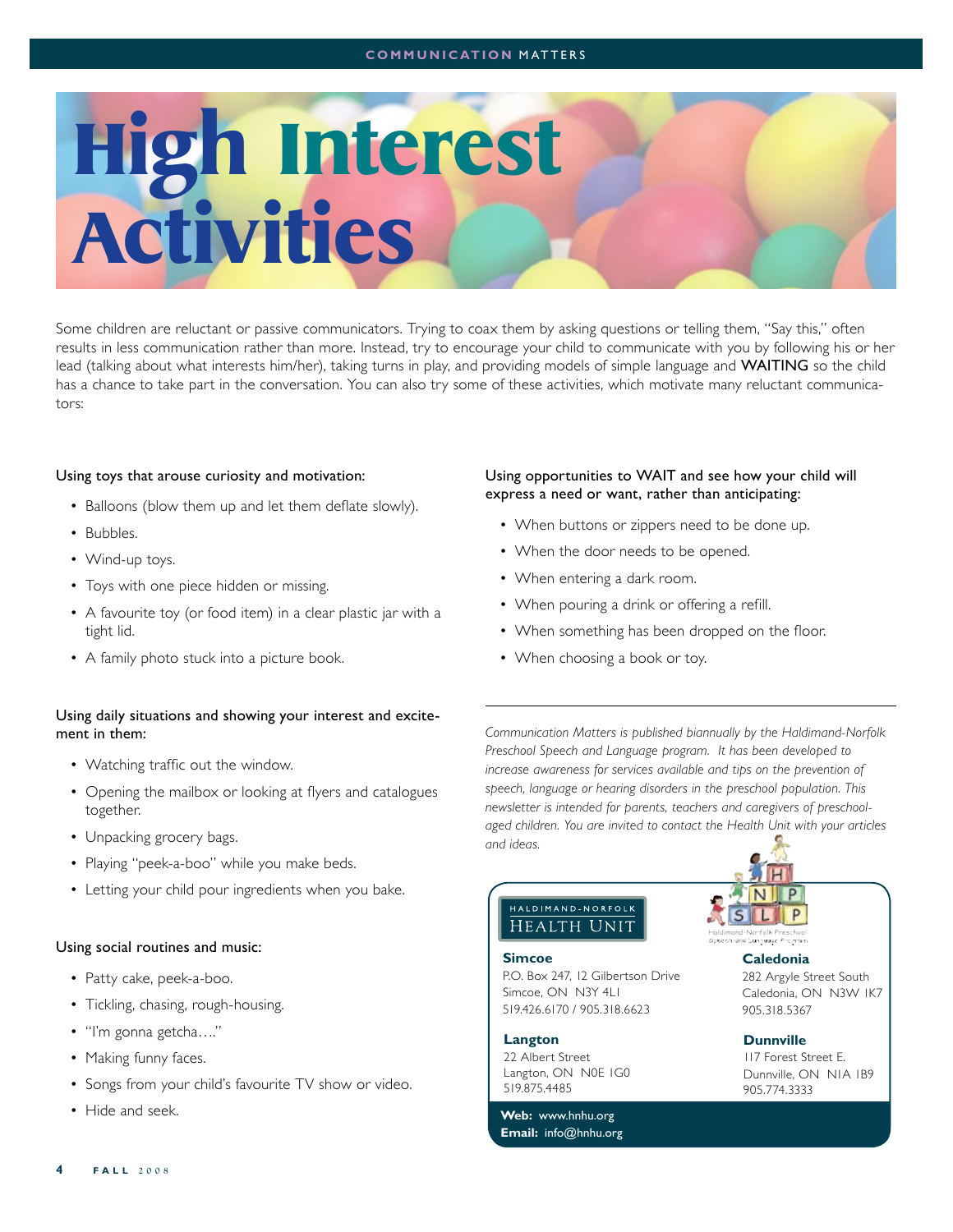# High Interest Activities

Some children are reluctant or passive communicators. Trying to coax them by asking questions or telling them, "Say this," often results in less communication rather than more. Instead, try to encourage your child to communicate with you by following his or her lead (talking about what interests him/her), taking turns in play, and providing models of simple language and WAITING so the child has a chance to take part in the conversation. You can also try some of these activities, which motivate many reluctant communicators:

Using toys that arouse curiosity and motivation:

- Balloons (blow them up and let them deflate slowly).
- Bubbles.
- Wind-up toys.
- Toys with one piece hidden or missing.
- A favourite toy (or food item) in a clear plastic jar with a tight lid.
- A family photo stuck into a picture book.

Using daily situations and showing your interest and excitement in them:

- Watching traffic out the window.
- Opening the mailbox or looking at flyers and catalogues together.
- Unpacking grocery bags.
- Playing "peek-a-boo" while you make beds.
- Letting your child pour ingredients when you bake.

Using social routines and music:

- Patty cake, peek-a-boo.
- Tickling, chasing, rough-housing.
- "I'm gonna getcha…."
- Making funny faces.
- Songs from your child's favourite TV show or video.
- Hide and seek.

Using opportunities to WAIT and see how your child will express a need or want, rather than anticipating:

- When buttons or zippers need to be done up.
- When the door needs to be opened.
- When entering a dark room.
- When pouring a drink or offering a refill.
- When something has been dropped on the floor.
- When choosing a book or toy.

---

*Communication Matters is published biannually by the Haldimand-Norfolk Preschool Speech and Language program. It has been developed to increase awareness for services available and tips on the prevention of speech, language or hearing disorders in the preschool population. This newsletter is intended for parents, teachers and caregivers of preschool-aged children. You are invited to contact the Health Unit with your articles and ideas.*

HALDIMAND-NORFOLK HEALTH UNIT

Haldimand-Norfolk Preschool Speech and Language Program

**Simcoe**
P.O. Box 247, 12 Gilbertson Drive
Simcoe, ON N3Y 4L1
519.426.6170 / 905.318.6623

**Caledonia**
282 Argyle Street South
Caledonia, ON N3W 1K7
905.318.5367

**Langton**
22 Albert Street
Langton, ON N0E 1G0
519.875.4485

**Dunnville**
117 Forest Street E.
Dunnville, ON N1A 1B9
905.774.3333

**Web:** www.hnhu.org
**Email:** info@hnhu.org